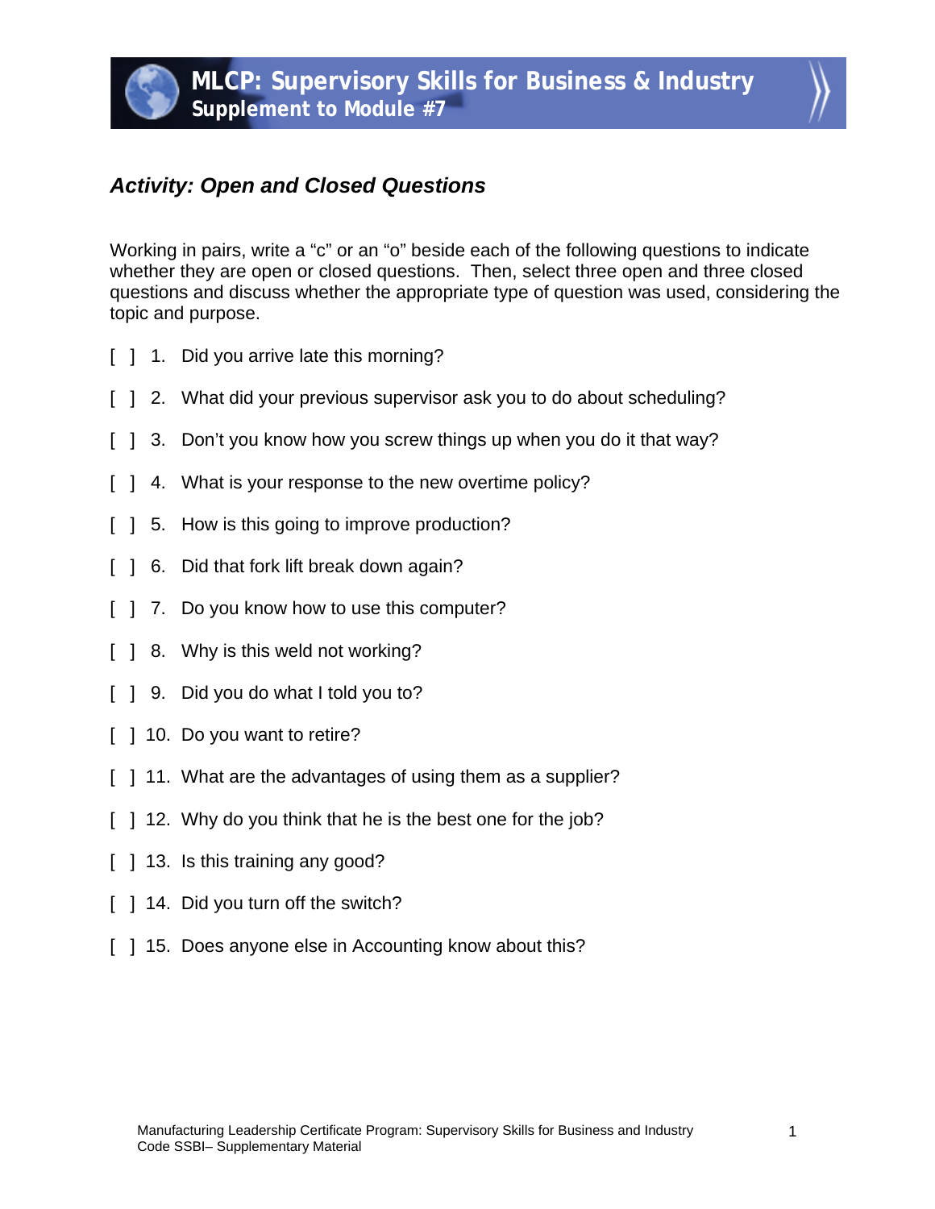# MLCP: Supervisory Skills for Business & Industry

## Supplement to Module #7

### *Activity: Open and Closed Questions*

Working in pairs, write a "c" or an "o" beside each of the following questions to indicate whether they are open or closed questions. Then, select three open and three closed questions and discuss whether the appropriate type of question was used, considering the topic and purpose.

[ ] 1. Did you arrive late this morning?

[ ] 2. What did your previous supervisor ask you to do about scheduling?

[ ] 3. Don't you know how you screw things up when you do it that way?

[ ] 4. What is your response to the new overtime policy?

[ ] 5. How is this going to improve production?

[ ] 6. Did that fork lift break down again?

[ ] 7. Do you know how to use this computer?

[ ] 8. Why is this weld not working?

[ ] 9. Did you do what I told you to?

[ ] 10. Do you want to retire?

[ ] 11. What are the advantages of using them as a supplier?

[ ] 12. Why do you think that he is the best one for the job?

[ ] 13. Is this training any good?

[ ] 14. Did you turn off the switch?

[ ] 15. Does anyone else in Accounting know about this?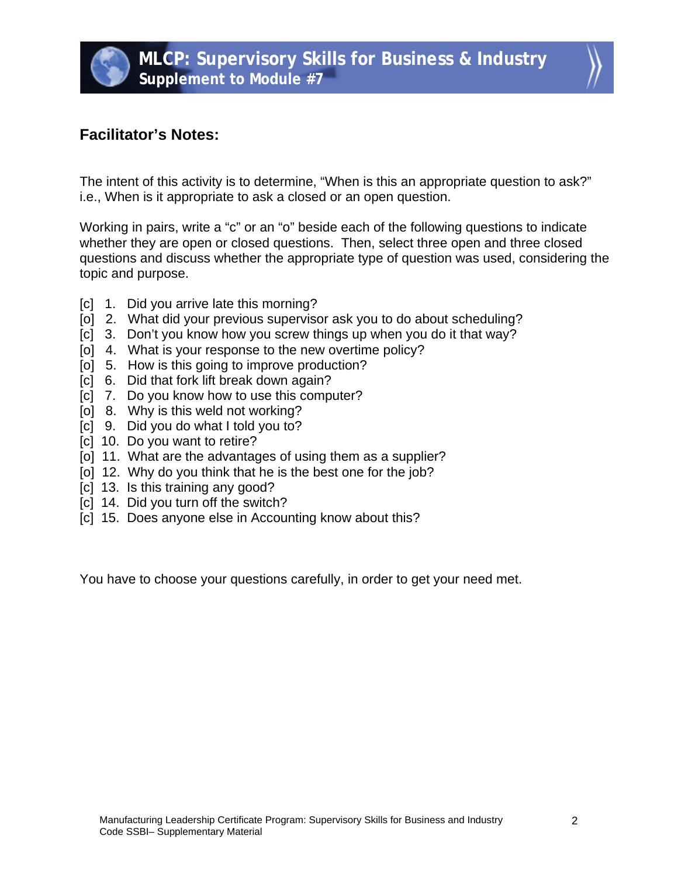# MLCP: Supervisory Skills for Business & Industry
## Supplement to Module #7

### Facilitator's Notes:

The intent of this activity is to determine, "When is this an appropriate question to ask?" i.e., When is it appropriate to ask a closed or an open question.

Working in pairs, write a "c" or an "o" beside each of the following questions to indicate whether they are open or closed questions. Then, select three open and three closed questions and discuss whether the appropriate type of question was used, considering the topic and purpose.

[c] 1. Did you arrive late this morning?
[o] 2. What did your previous supervisor ask you to do about scheduling?
[c] 3. Don't you know how you screw things up when you do it that way?
[o] 4. What is your response to the new overtime policy?
[o] 5. How is this going to improve production?
[c] 6. Did that fork lift break down again?
[c] 7. Do you know how to use this computer?
[o] 8. Why is this weld not working?
[c] 9. Did you do what I told you to?
[c] 10. Do you want to retire?
[o] 11. What are the advantages of using them as a supplier?
[o] 12. Why do you think that he is the best one for the job?
[c] 13. Is this training any good?
[c] 14. Did you turn off the switch?
[c] 15. Does anyone else in Accounting know about this?

You have to choose your questions carefully, in order to get your need met.